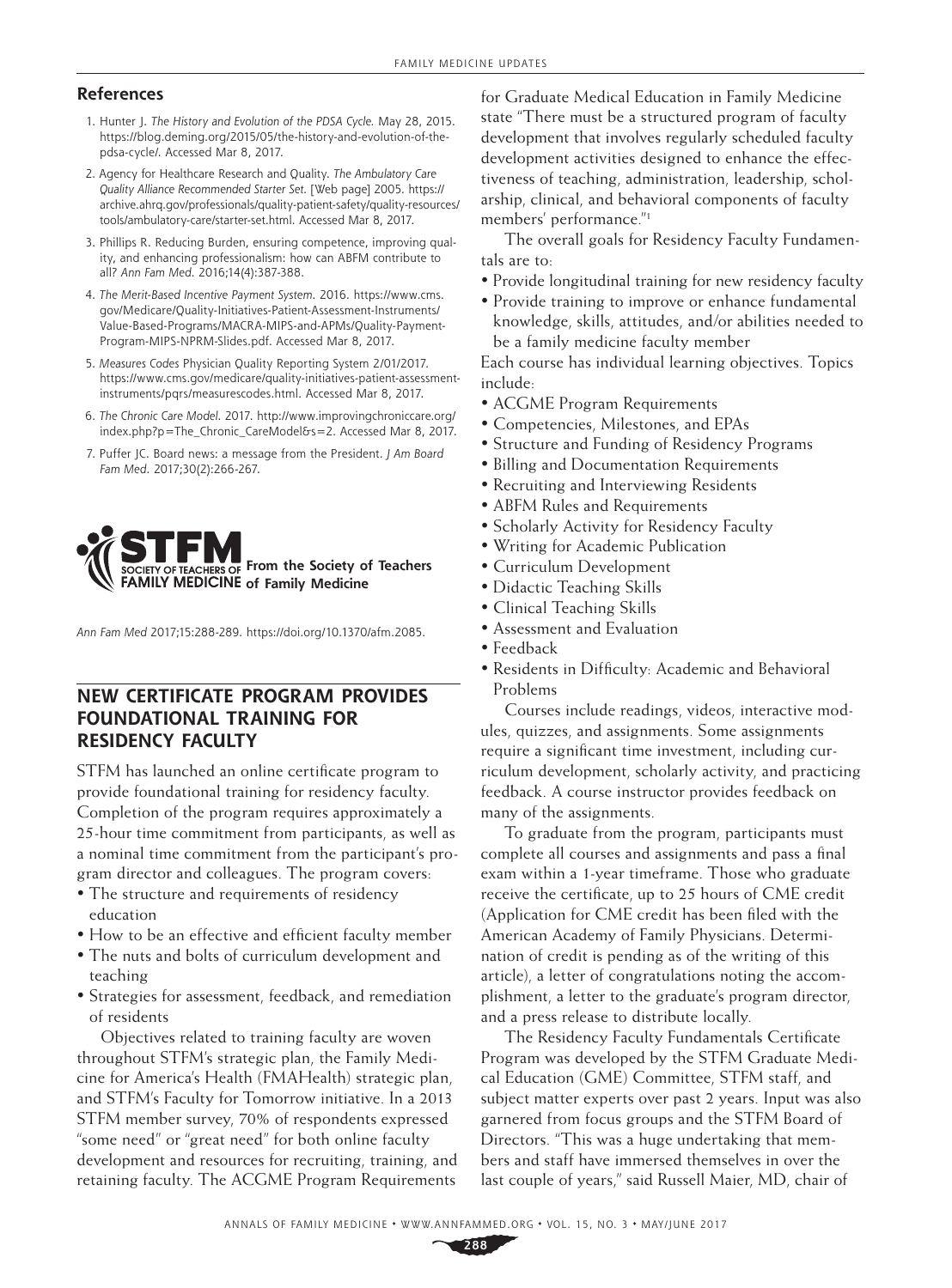## References

1. Hunter J. *The History and Evolution of the PDSA Cycle.* May 28, 2015. https://blog.deming.org/2015/05/the-history-and-evolution-of-the-pdsa-cycle/. Accessed Mar 8, 2017.
2. Agency for Healthcare Research and Quality. *The Ambulatory Care Quality Alliance Recommended Starter Set.* [Web page] 2005. https://archive.ahrq.gov/professionals/quality-patient-safety/quality-resources/tools/ambulatory-care/starter-set.html. Accessed Mar 8, 2017.
3. Phillips R. Reducing Burden, ensuring competence, improving quality, and enhancing professionalism: how can ABFM contribute to all? *Ann Fam Med.* 2016;14(4):387-388.
4. *The Merit-Based Incentive Payment System.* 2016. https://www.cms.gov/Medicare/Quality-Initiatives-Patient-Assessment-Instruments/Value-Based-Programs/MACRA-MIPS-and-APMs/Quality-Payment-Program-MIPS-NPRM-Slides.pdf. Accessed Mar 8, 2017.
5. *Measures Codes* Physician Quality Reporting System 2/01/2017. https://www.cms.gov/medicare/quality-initiatives-patient-assessment-instruments/pqrs/measurescodes.html. Accessed Mar 8, 2017.
6. *The Chronic Care Model.* 2017. http://www.improvingchroniccare.org/index.php?p=The_Chronic_CareModel&s=2. Accessed Mar 8, 2017.
7. Puffer JC. Board news: a message from the President. *J Am Board Fam Med.* 2017;30(2):266-267.

**STFM SOCIETY OF TEACHERS OF FAMILY MEDICINE** **From the Society of Teachers of Family Medicine**

*Ann Fam Med* 2017;15:288-289. https://doi.org/10.1370/afm.2085.

## NEW CERTIFICATE PROGRAM PROVIDES FOUNDATIONAL TRAINING FOR RESIDENCY FACULTY

STFM has launched an online certificate program to provide foundational training for residency faculty. Completion of the program requires approximately a 25-hour time commitment from participants, as well as a nominal time commitment from the participant's program director and colleagues. The program covers:

- The structure and requirements of residency education
- How to be an effective and efficient faculty member
- The nuts and bolts of curriculum development and teaching
- Strategies for assessment, feedback, and remediation of residents

Objectives related to training faculty are woven throughout STFM's strategic plan, the Family Medicine for America's Health (FMAHealth) strategic plan, and STFM's Faculty for Tomorrow initiative. In a 2013 STFM member survey, 70% of respondents expressed "some need" or "great need" for both online faculty development and resources for recruiting, training, and retaining faculty. The ACGME Program Requirements for Graduate Medical Education in Family Medicine state "There must be a structured program of faculty development that involves regularly scheduled faculty development activities designed to enhance the effectiveness of teaching, administration, leadership, scholarship, clinical, and behavioral components of faculty members' performance."[1]

The overall goals for Residency Faculty Fundamentals are to:

- Provide longitudinal training for new residency faculty
- Provide training to improve or enhance fundamental knowledge, skills, attitudes, and/or abilities needed to be a family medicine faculty member

Each course has individual learning objectives. Topics include:

- ACGME Program Requirements
- Competencies, Milestones, and EPAs
- Structure and Funding of Residency Programs
- Billing and Documentation Requirements
- Recruiting and Interviewing Residents
- ABFM Rules and Requirements
- Scholarly Activity for Residency Faculty
- Writing for Academic Publication
- Curriculum Development
- Didactic Teaching Skills
- Clinical Teaching Skills
- Assessment and Evaluation
- Feedback
- Residents in Difficulty: Academic and Behavioral Problems

Courses include readings, videos, interactive modules, quizzes, and assignments. Some assignments require a significant time investment, including curriculum development, scholarly activity, and practicing feedback. A course instructor provides feedback on many of the assignments.

To graduate from the program, participants must complete all courses and assignments and pass a final exam within a 1-year timeframe. Those who graduate receive the certificate, up to 25 hours of CME credit (Application for CME credit has been filed with the American Academy of Family Physicians. Determination of credit is pending as of the writing of this article), a letter of congratulations noting the accomplishment, a letter to the graduate's program director, and a press release to distribute locally.

The Residency Faculty Fundamentals Certificate Program was developed by the STFM Graduate Medical Education (GME) Committee, STFM staff, and subject matter experts over past 2 years. Input was also garnered from focus groups and the STFM Board of Directors. "This was a huge undertaking that members and staff have immersed themselves in over the last couple of years," said Russell Maier, MD, chair of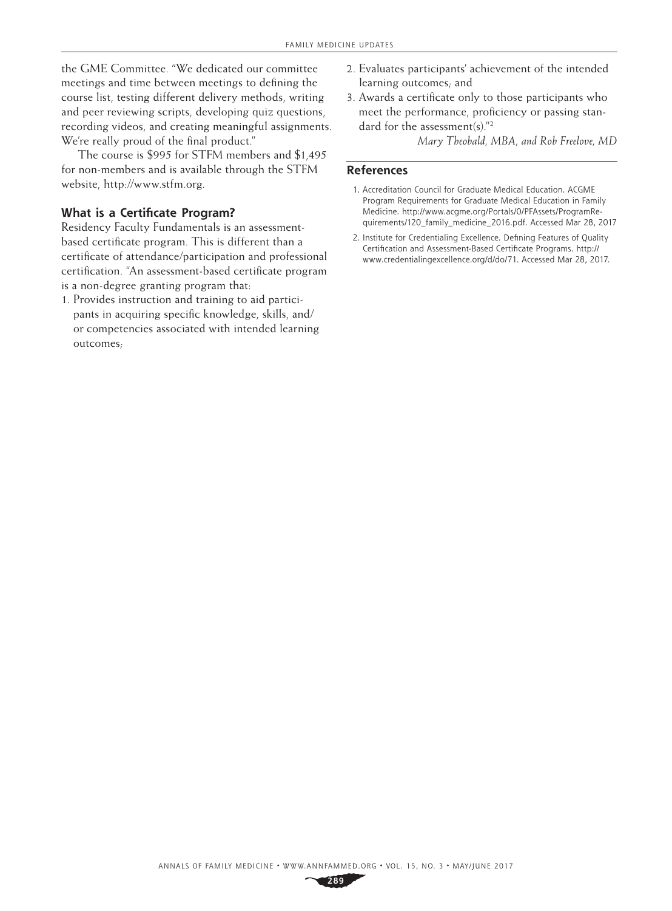the GME Committee. "We dedicated our committee meetings and time between meetings to defining the course list, testing different delivery methods, writing and peer reviewing scripts, developing quiz questions, recording videos, and creating meaningful assignments. We're really proud of the final product."

The course is $995 for STFM members and $1,495 for non-members and is available through the STFM website, http://www.stfm.org.

### What is a Certificate Program?

Residency Faculty Fundamentals is an assessment-based certificate program. This is different than a certificate of attendance/participation and professional certification. "An assessment-based certificate program is a non-degree granting program that:

1. Provides instruction and training to aid participants in acquiring specific knowledge, skills, and/or competencies associated with intended learning outcomes;
2. Evaluates participants' achievement of the intended learning outcomes; and
3. Awards a certificate only to those participants who meet the performance, proficiency or passing standard for the assessment(s)."[2]

*Mary Theobald, MBA, and Rob Freelove, MD*

### References

1. Accreditation Council for Graduate Medical Education. ACGME Program Requirements for Graduate Medical Education in Family Medicine. http://www.acgme.org/Portals/0/PFAssets/ProgramRequirements/120_family_medicine_2016.pdf. Accessed Mar 28, 2017
2. Institute for Credentialing Excellence. Defining Features of Quality Certification and Assessment-Based Certificate Programs. http://www.credentialingexcellence.org/d/do/71. Accessed Mar 28, 2017.